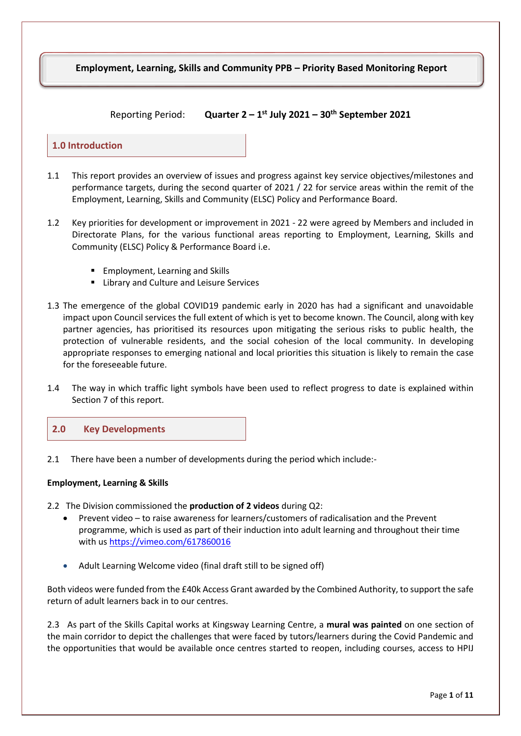# Employment, Learning, Skills and Community PPB – Priority Based Monitoring Report

Reporting Period: **Quarter 2 – 1st July 2021 – 30th September 2021**

## 1.0 Introduction

1.1 This report provides an overview of issues and progress against key service objectives/milestones and performance targets, during the second quarter of 2021 / 22 for service areas within the remit of the Employment, Learning, Skills and Community (ELSC) Policy and Performance Board.

1.2 Key priorities for development or improvement in 2021 - 22 were agreed by Members and included in Directorate Plans, for the various functional areas reporting to Employment, Learning, Skills and Community (ELSC) Policy & Performance Board i.e.

- Employment, Learning and Skills
- Library and Culture and Leisure Services

1.3 The emergence of the global COVID19 pandemic early in 2020 has had a significant and unavoidable impact upon Council services the full extent of which is yet to become known. The Council, along with key partner agencies, has prioritised its resources upon mitigating the serious risks to public health, the protection of vulnerable residents, and the social cohesion of the local community. In developing appropriate responses to emerging national and local priorities this situation is likely to remain the case for the foreseeable future.

1.4 The way in which traffic light symbols have been used to reflect progress to date is explained within Section 7 of this report.

## 2.0 Key Developments

2.1 There have been a number of developments during the period which include:-

**Employment, Learning & Skills**

2.2 The Division commissioned the **production of 2 videos** during Q2:

- Prevent video – to raise awareness for learners/customers of radicalisation and the Prevent programme, which is used as part of their induction into adult learning and throughout their time with us https://vimeo.com/617860016
- Adult Learning Welcome video (final draft still to be signed off)

Both videos were funded from the £40k Access Grant awarded by the Combined Authority, to support the safe return of adult learners back in to our centres.

2.3 As part of the Skills Capital works at Kingsway Learning Centre, a **mural was painted** on one section of the main corridor to depict the challenges that were faced by tutors/learners during the Covid Pandemic and the opportunities that would be available once centres started to reopen, including courses, access to HPIJ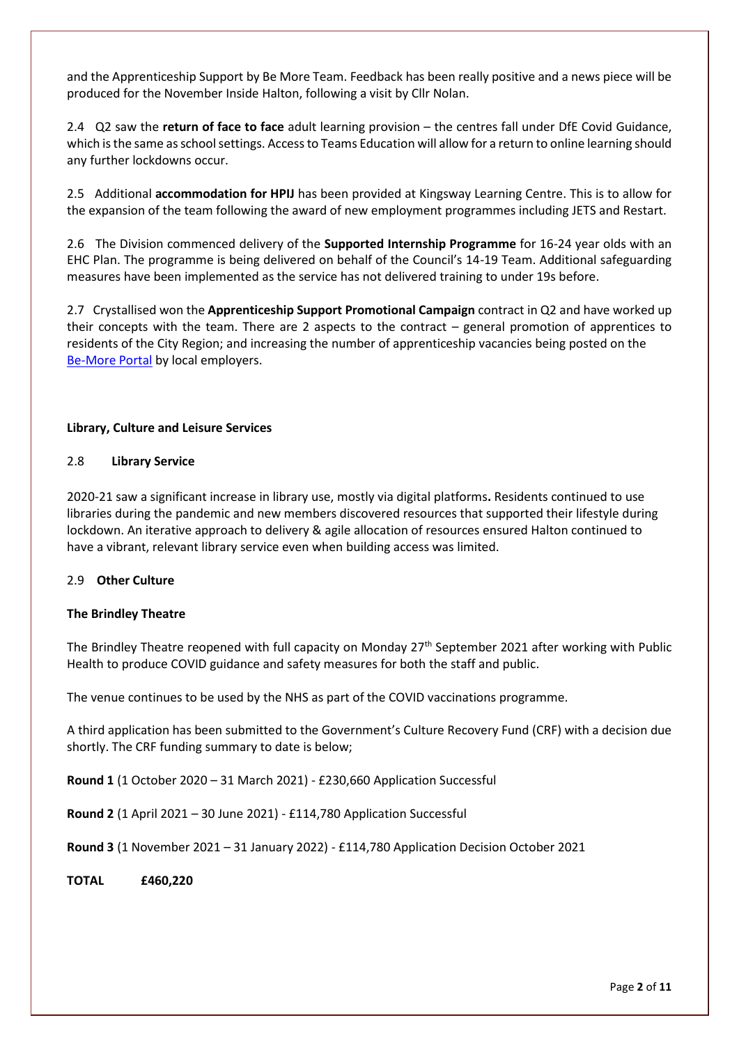and the Apprenticeship Support by Be More Team. Feedback has been really positive and a news piece will be produced for the November Inside Halton, following a visit by Cllr Nolan.

2.4 Q2 saw the **return of face to face** adult learning provision – the centres fall under DfE Covid Guidance, which is the same as school settings. Access to Teams Education will allow for a return to online learning should any further lockdowns occur.

2.5 Additional **accommodation for HPIJ** has been provided at Kingsway Learning Centre. This is to allow for the expansion of the team following the award of new employment programmes including JETS and Restart.

2.6 The Division commenced delivery of the **Supported Internship Programme** for 16-24 year olds with an EHC Plan. The programme is being delivered on behalf of the Council's 14-19 Team. Additional safeguarding measures have been implemented as the service has not delivered training to under 19s before.

2.7 Crystallised won the **Apprenticeship Support Promotional Campaign** contract in Q2 and have worked up their concepts with the team. There are 2 aspects to the contract – general promotion of apprentices to residents of the City Region; and increasing the number of apprenticeship vacancies being posted on the Be-More Portal by local employers.

**Library, Culture and Leisure Services**

2.8 **Library Service**

2020-21 saw a significant increase in library use, mostly via digital platforms**.** Residents continued to use libraries during the pandemic and new members discovered resources that supported their lifestyle during lockdown. An iterative approach to delivery & agile allocation of resources ensured Halton continued to have a vibrant, relevant library service even when building access was limited.

2.9 **Other Culture**

**The Brindley Theatre**

The Brindley Theatre reopened with full capacity on Monday 27th September 2021 after working with Public Health to produce COVID guidance and safety measures for both the staff and public.

The venue continues to be used by the NHS as part of the COVID vaccinations programme.

A third application has been submitted to the Government's Culture Recovery Fund (CRF) with a decision due shortly. The CRF funding summary to date is below;

**Round 1** (1 October 2020 – 31 March 2021) - £230,660 Application Successful

**Round 2** (1 April 2021 – 30 June 2021) - £114,780 Application Successful

**Round 3** (1 November 2021 – 31 January 2022) - £114,780 Application Decision October 2021

**TOTAL £460,220**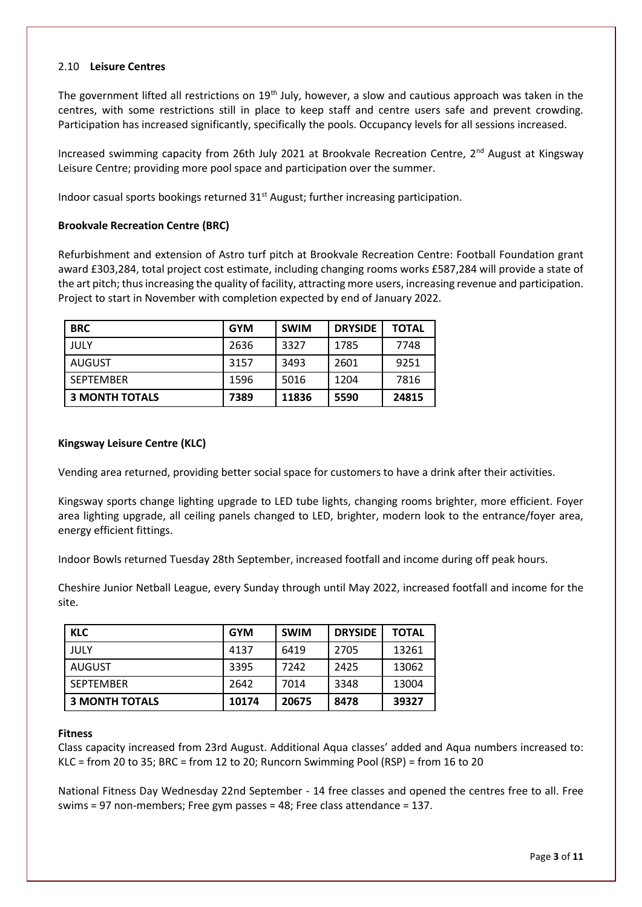## 2.10 **Leisure Centres**

The government lifted all restrictions on 19th July, however, a slow and cautious approach was taken in the centres, with some restrictions still in place to keep staff and centre users safe and prevent crowding. Participation has increased significantly, specifically the pools. Occupancy levels for all sessions increased.

Increased swimming capacity from 26th July 2021 at Brookvale Recreation Centre, 2nd August at Kingsway Leisure Centre; providing more pool space and participation over the summer.

Indoor casual sports bookings returned 31st August; further increasing participation.

**Brookvale Recreation Centre (BRC)**

Refurbishment and extension of Astro turf pitch at Brookvale Recreation Centre: Football Foundation grant award £303,284, total project cost estimate, including changing rooms works £587,284 will provide a state of the art pitch; thus increasing the quality of facility, attracting more users, increasing revenue and participation. Project to start in November with completion expected by end of January 2022.

| BRC | GYM | SWIM | DRYSIDE | TOTAL |
|---|---|---|---|---|
| JULY | 2636 | 3327 | 1785 | 7748 |
| AUGUST | 3157 | 3493 | 2601 | 9251 |
| SEPTEMBER | 1596 | 5016 | 1204 | 7816 |
| **3 MONTH TOTALS** | **7389** | **11836** | **5590** | **24815** |

**Kingsway Leisure Centre (KLC)**

Vending area returned, providing better social space for customers to have a drink after their activities.

Kingsway sports change lighting upgrade to LED tube lights, changing rooms brighter, more efficient. Foyer area lighting upgrade, all ceiling panels changed to LED, brighter, modern look to the entrance/foyer area, energy efficient fittings.

Indoor Bowls returned Tuesday 28th September, increased footfall and income during off peak hours.

Cheshire Junior Netball League, every Sunday through until May 2022, increased footfall and income for the site.

| KLC | GYM | SWIM | DRYSIDE | TOTAL |
|---|---|---|---|---|
| JULY | 4137 | 6419 | 2705 | 13261 |
| AUGUST | 3395 | 7242 | 2425 | 13062 |
| SEPTEMBER | 2642 | 7014 | 3348 | 13004 |
| **3 MONTH TOTALS** | **10174** | **20675** | **8478** | **39327** |

**Fitness**

Class capacity increased from 23rd August. Additional Aqua classes' added and Aqua numbers increased to: KLC = from 20 to 35; BRC = from 12 to 20; Runcorn Swimming Pool (RSP) = from 16 to 20

National Fitness Day Wednesday 22nd September - 14 free classes and opened the centres free to all. Free swims = 97 non-members; Free gym passes = 48; Free class attendance = 137.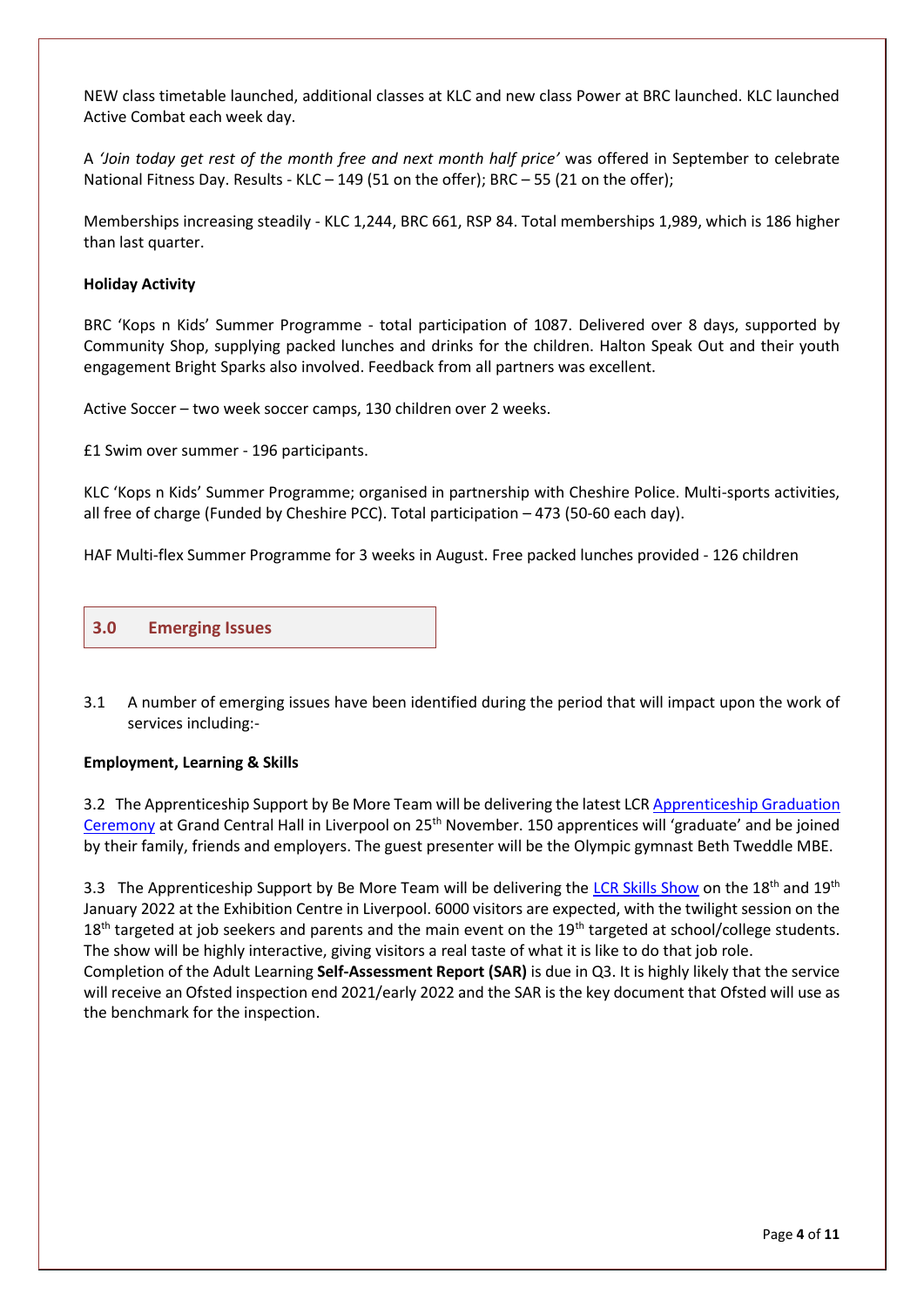NEW class timetable launched, additional classes at KLC and new class Power at BRC launched. KLC launched Active Combat each week day.

A *'Join today get rest of the month free and next month half price'* was offered in September to celebrate National Fitness Day. Results - KLC – 149 (51 on the offer); BRC – 55 (21 on the offer);

Memberships increasing steadily - KLC 1,244, BRC 661, RSP 84. Total memberships 1,989, which is 186 higher than last quarter.

**Holiday Activity**

BRC 'Kops n Kids' Summer Programme - total participation of 1087. Delivered over 8 days, supported by Community Shop, supplying packed lunches and drinks for the children. Halton Speak Out and their youth engagement Bright Sparks also involved. Feedback from all partners was excellent.

Active Soccer – two week soccer camps, 130 children over 2 weeks.

£1 Swim over summer - 196 participants.

KLC 'Kops n Kids' Summer Programme; organised in partnership with Cheshire Police. Multi-sports activities, all free of charge (Funded by Cheshire PCC). Total participation – 473 (50-60 each day).

HAF Multi-flex Summer Programme for 3 weeks in August. Free packed lunches provided - 126 children

## 3.0 Emerging Issues

3.1 A number of emerging issues have been identified during the period that will impact upon the work of services including:-

**Employment, Learning & Skills**

3.2 The Apprenticeship Support by Be More Team will be delivering the latest LCR Apprenticeship Graduation Ceremony at Grand Central Hall in Liverpool on 25th November. 150 apprentices will 'graduate' and be joined by their family, friends and employers. The guest presenter will be the Olympic gymnast Beth Tweddle MBE.

3.3 The Apprenticeship Support by Be More Team will be delivering the LCR Skills Show on the 18th and 19th January 2022 at the Exhibition Centre in Liverpool. 6000 visitors are expected, with the twilight session on the 18th targeted at job seekers and parents and the main event on the 19th targeted at school/college students. The show will be highly interactive, giving visitors a real taste of what it is like to do that job role.
Completion of the Adult Learning **Self-Assessment Report (SAR)** is due in Q3. It is highly likely that the service will receive an Ofsted inspection end 2021/early 2022 and the SAR is the key document that Ofsted will use as the benchmark for the inspection.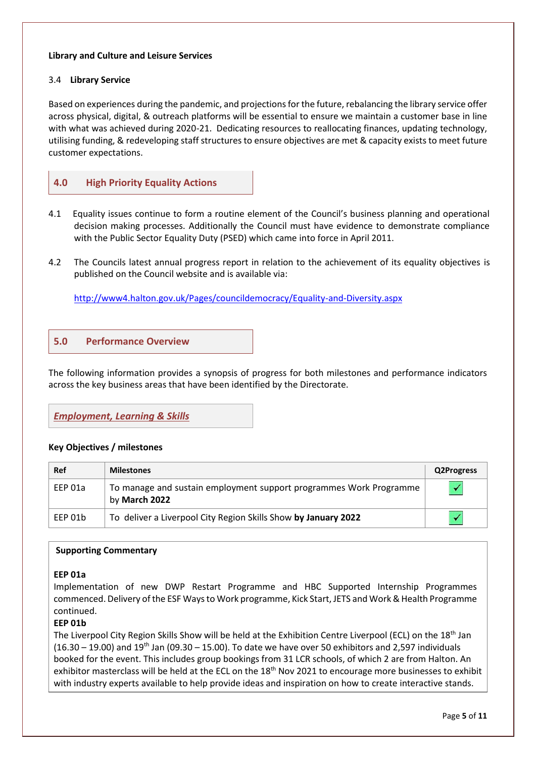**Library and Culture and Leisure Services**

3.4 **Library Service**

Based on experiences during the pandemic, and projections for the future, rebalancing the library service offer across physical, digital, & outreach platforms will be essential to ensure we maintain a customer base in line with what was achieved during 2020-21. Dedicating resources to reallocating finances, updating technology, utilising funding, & redeveloping staff structures to ensure objectives are met & capacity exists to meet future customer expectations.

## 4.0 High Priority Equality Actions

4.1 Equality issues continue to form a routine element of the Council's business planning and operational decision making processes. Additionally the Council must have evidence to demonstrate compliance with the Public Sector Equality Duty (PSED) which came into force in April 2011.

4.2 The Councils latest annual progress report in relation to the achievement of its equality objectives is published on the Council website and is available via:

http://www4.halton.gov.uk/Pages/councildemocracy/Equality-and-Diversity.aspx

## 5.0 Performance Overview

The following information provides a synopsis of progress for both milestones and performance indicators across the key business areas that have been identified by the Directorate.

### *Employment, Learning & Skills*

**Key Objectives / milestones**

| Ref | Milestones | Q2Progress |
|---|---|---|
| EEP 01a | To manage and sustain employment support programmes Work Programme by **March 2022** | ✓ |
| EEP 01b | To deliver a Liverpool City Region Skills Show **by January 2022** | ✓ |

**Supporting Commentary**

**EEP 01a**
Implementation of new DWP Restart Programme and HBC Supported Internship Programmes commenced. Delivery of the ESF Ways to Work programme, Kick Start, JETS and Work & Health Programme continued.

**EEP 01b**
The Liverpool City Region Skills Show will be held at the Exhibition Centre Liverpool (ECL) on the 18th Jan (16.30 – 19.00) and 19th Jan (09.30 – 15.00). To date we have over 50 exhibitors and 2,597 individuals booked for the event. This includes group bookings from 31 LCR schools, of which 2 are from Halton. An exhibitor masterclass will be held at the ECL on the 18th Nov 2021 to encourage more businesses to exhibit with industry experts available to help provide ideas and inspiration on how to create interactive stands.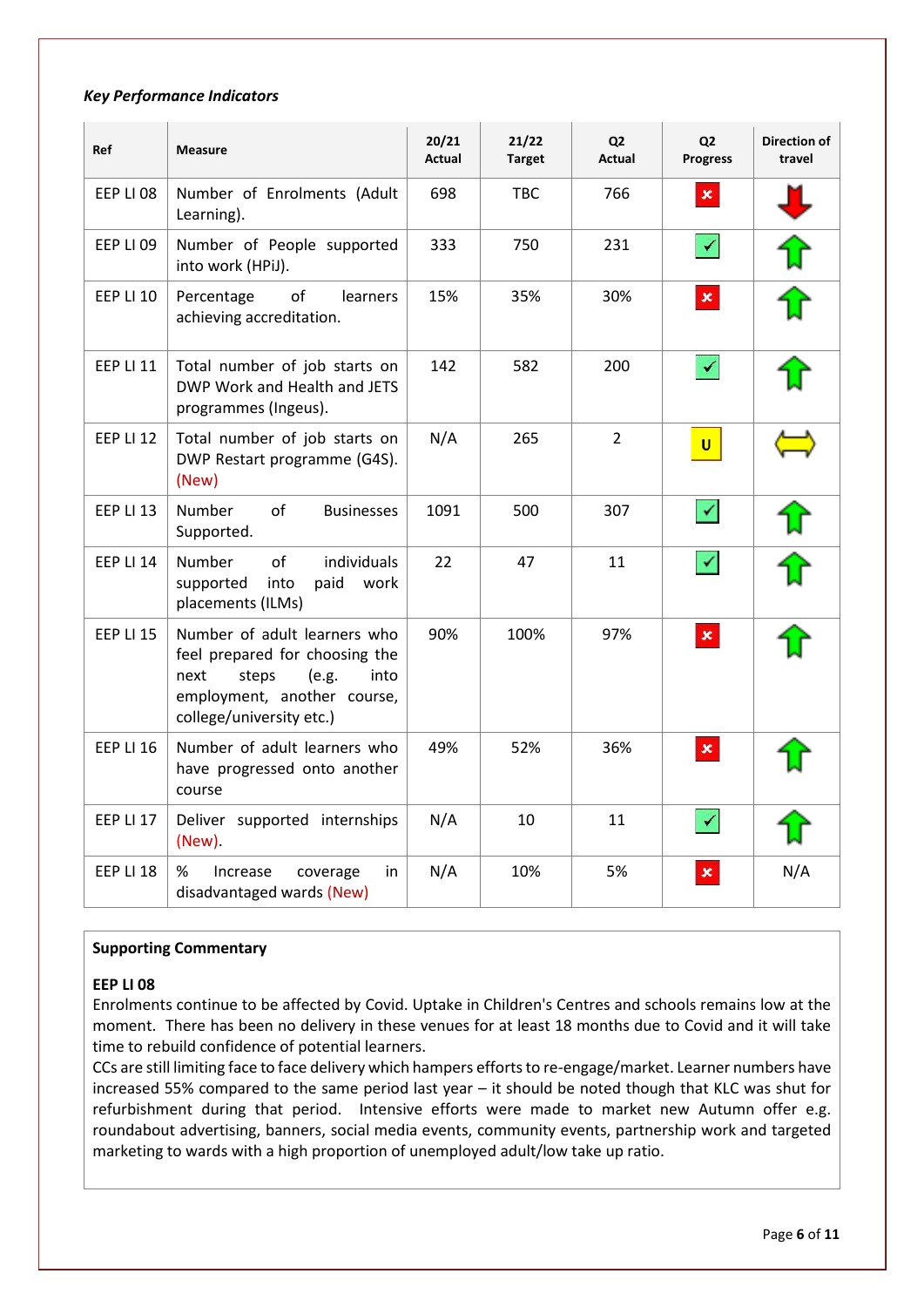*Key Performance Indicators*

| Ref | Measure | 20/21 Actual | 21/22 Target | Q2 Actual | Q2 Progress | Direction of travel |
|---|---|---|---|---|---|---|
| EEP LI 08 | Number of Enrolments (Adult Learning). | 698 | TBC | 766 | ✗ | ↓ |
| EEP LI 09 | Number of People supported into work (HPiJ). | 333 | 750 | 231 | ✓ | ↑ |
| EEP LI 10 | Percentage of learners achieving accreditation. | 15% | 35% | 30% | ✗ | ↑ |
| EEP LI 11 | Total number of job starts on DWP Work and Health and JETS programmes (Ingeus). | 142 | 582 | 200 | ✓ | ↑ |
| EEP LI 12 | Total number of job starts on DWP Restart programme (G4S). (New) | N/A | 265 | 2 | U | ⟺ |
| EEP LI 13 | Number of Businesses Supported. | 1091 | 500 | 307 | ✓ | ↑ |
| EEP LI 14 | Number of individuals supported into paid work placements (ILMs) | 22 | 47 | 11 | ✓ | ↑ |
| EEP LI 15 | Number of adult learners who feel prepared for choosing the next steps (e.g. into employment, another course, college/university etc.) | 90% | 100% | 97% | ✗ | ↑ |
| EEP LI 16 | Number of adult learners who have progressed onto another course | 49% | 52% | 36% | ✗ | ↑ |
| EEP LI 17 | Deliver supported internships (New). | N/A | 10 | 11 | ✓ | ↑ |
| EEP LI 18 | % Increase coverage in disadvantaged wards (New) | N/A | 10% | 5% | ✗ | N/A |

**Supporting Commentary**

**EEP LI 08**

Enrolments continue to be affected by Covid. Uptake in Children's Centres and schools remains low at the moment. There has been no delivery in these venues for at least 18 months due to Covid and it will take time to rebuild confidence of potential learners.

CCs are still limiting face to face delivery which hampers efforts to re-engage/market. Learner numbers have increased 55% compared to the same period last year – it should be noted though that KLC was shut for refurbishment during that period. Intensive efforts were made to market new Autumn offer e.g. roundabout advertising, banners, social media events, community events, partnership work and targeted marketing to wards with a high proportion of unemployed adult/low take up ratio.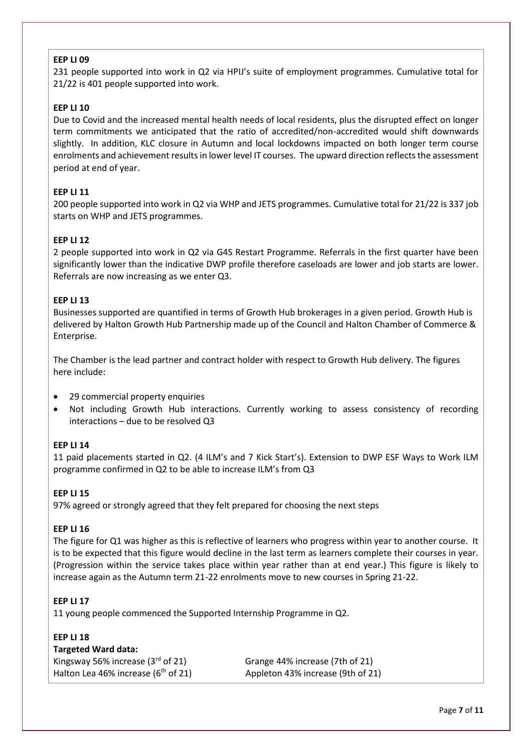**EEP LI 09**

231 people supported into work in Q2 via HPIJ's suite of employment programmes. Cumulative total for 21/22 is 401 people supported into work.

**EEP LI 10**

Due to Covid and the increased mental health needs of local residents, plus the disrupted effect on longer term commitments we anticipated that the ratio of accredited/non-accredited would shift downwards slightly. In addition, KLC closure in Autumn and local lockdowns impacted on both longer term course enrolments and achievement results in lower level IT courses. The upward direction reflects the assessment period at end of year.

**EEP LI 11**

200 people supported into work in Q2 via WHP and JETS programmes. Cumulative total for 21/22 is 337 job starts on WHP and JETS programmes.

**EEP LI 12**

2 people supported into work in Q2 via G4S Restart Programme. Referrals in the first quarter have been significantly lower than the indicative DWP profile therefore caseloads are lower and job starts are lower. Referrals are now increasing as we enter Q3.

**EEP LI 13**

Businesses supported are quantified in terms of Growth Hub brokerages in a given period. Growth Hub is delivered by Halton Growth Hub Partnership made up of the Council and Halton Chamber of Commerce & Enterprise.

The Chamber is the lead partner and contract holder with respect to Growth Hub delivery. The figures here include:

- 29 commercial property enquiries
- Not including Growth Hub interactions. Currently working to assess consistency of recording interactions – due to be resolved Q3

**EEP LI 14**

11 paid placements started in Q2. (4 ILM's and 7 Kick Start's). Extension to DWP ESF Ways to Work ILM programme confirmed in Q2 to be able to increase ILM's from Q3

**EEP LI 15**

97% agreed or strongly agreed that they felt prepared for choosing the next steps

**EEP LI 16**

The figure for Q1 was higher as this is reflective of learners who progress within year to another course. It is to be expected that this figure would decline in the last term as learners complete their courses in year. (Progression within the service takes place within year rather than at end year.) This figure is likely to increase again as the Autumn term 21-22 enrolments move to new courses in Spring 21-22.

**EEP LI 17**

11 young people commenced the Supported Internship Programme in Q2.

**EEP LI 18**

**Targeted Ward data:**

Kingsway 56% increase (3rd of 21)
Halton Lea 46% increase (6th of 21)
Grange 44% increase (7th of 21)
Appleton 43% increase (9th of 21)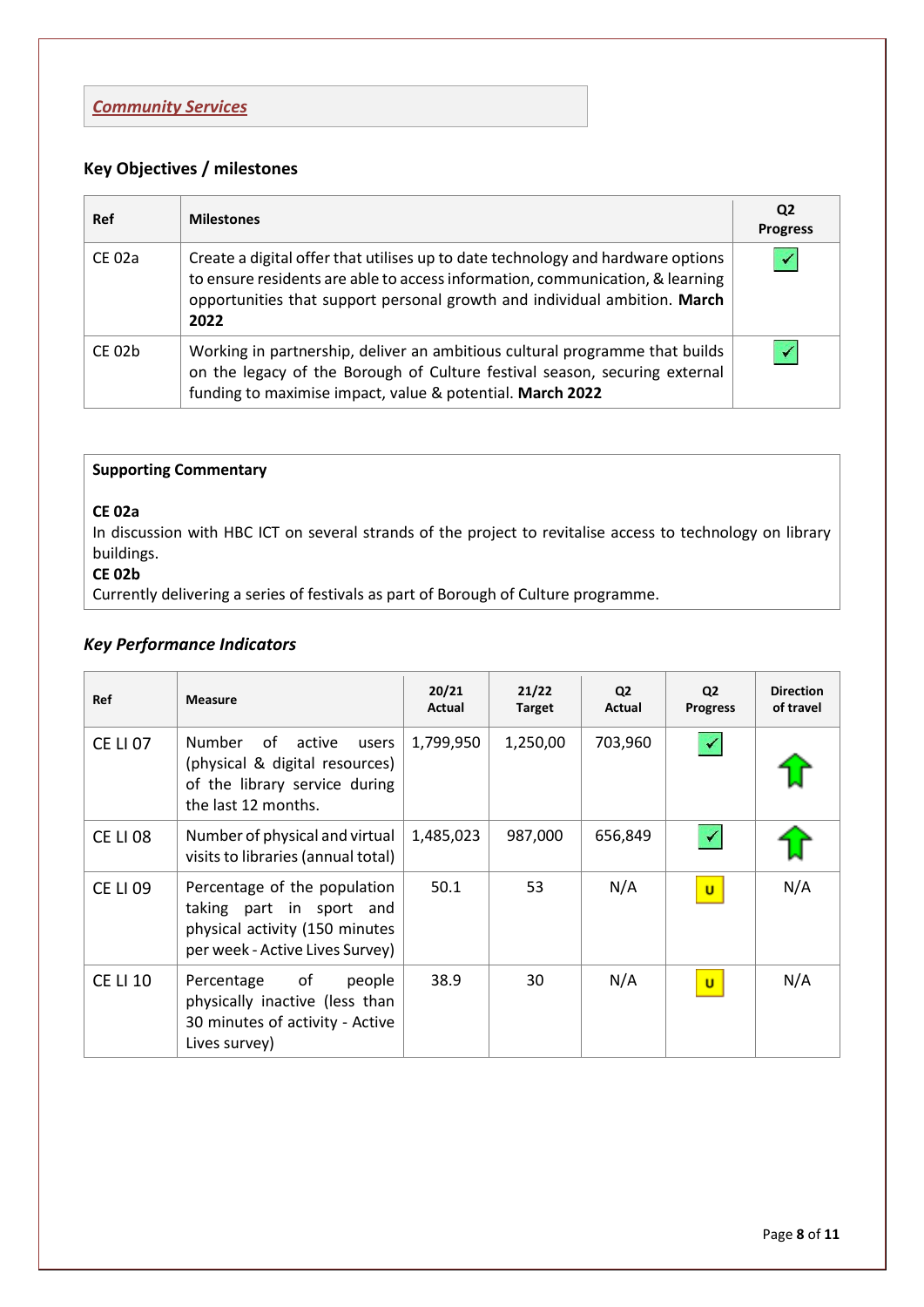## *Community Services*

### Key Objectives / milestones

| Ref | Milestones | Q2 Progress |
|---|---|---|
| CE 02a | Create a digital offer that utilises up to date technology and hardware options to ensure residents are able to access information, communication, & learning opportunities that support personal growth and individual ambition. **March 2022** | ✓ |
| CE 02b | Working in partnership, deliver an ambitious cultural programme that builds on the legacy of the Borough of Culture festival season, securing external funding to maximise impact, value & potential. **March 2022** | ✓ |

**Supporting Commentary**

**CE 02a**
In discussion with HBC ICT on several strands of the project to revitalise access to technology on library buildings.

**CE 02b**
Currently delivering a series of festivals as part of Borough of Culture programme.

### *Key Performance Indicators*

| Ref | Measure | 20/21 Actual | 21/22 Target | Q2 Actual | Q2 Progress | Direction of travel |
|---|---|---|---|---|---|---|
| CE LI 07 | Number of active users (physical & digital resources) of the library service during the last 12 months. | 1,799,950 | 1,250,00 | 703,960 | ✓ | ⇧ |
| CE LI 08 | Number of physical and virtual visits to libraries (annual total) | 1,485,023 | 987,000 | 656,849 | ✓ | ⇧ |
| CE LI 09 | Percentage of the population taking part in sport and physical activity (150 minutes per week - Active Lives Survey) | 50.1 | 53 | N/A | U | N/A |
| CE LI 10 | Percentage of people physically inactive (less than 30 minutes of activity - Active Lives survey) | 38.9 | 30 | N/A | U | N/A |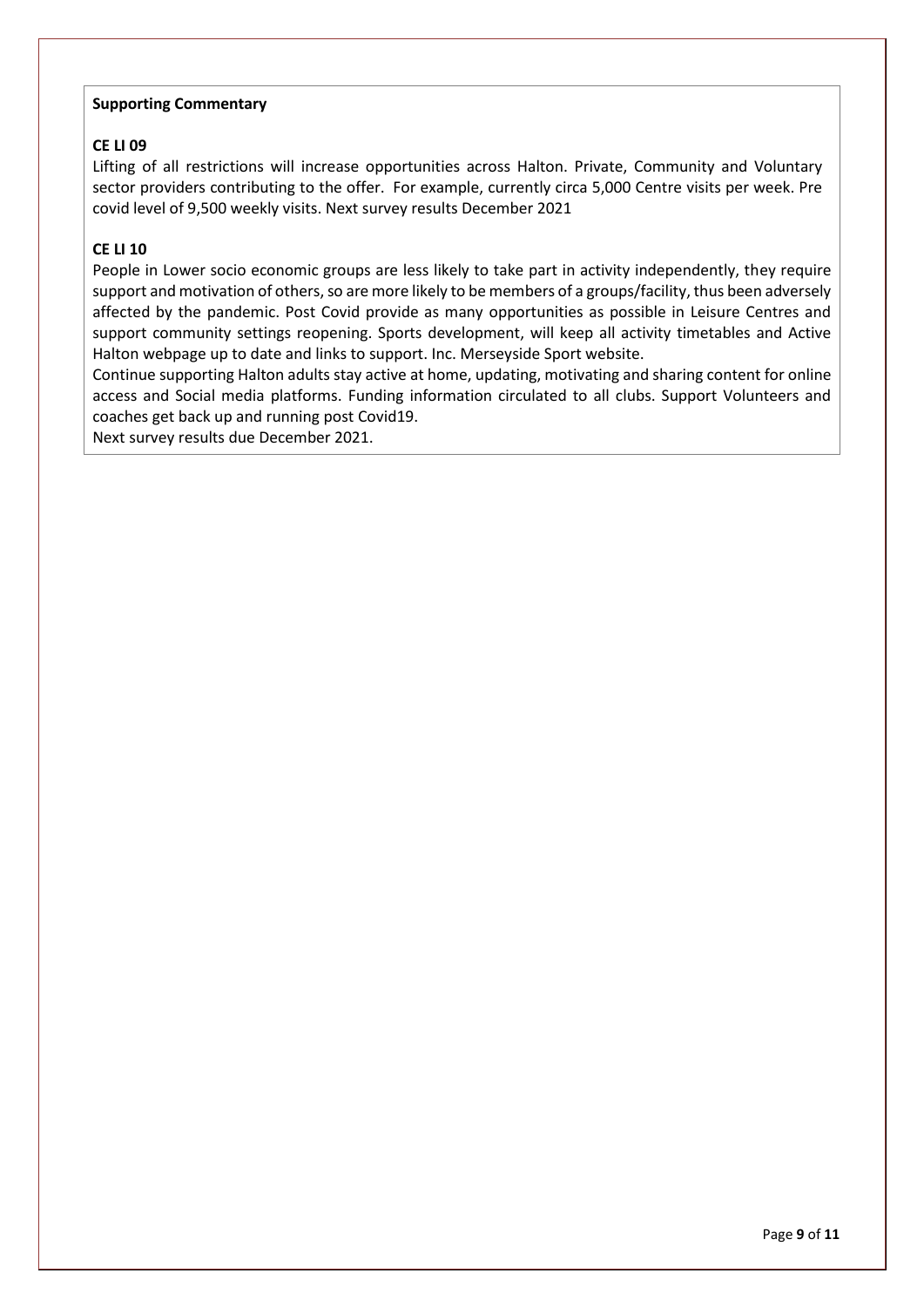**Supporting Commentary**

**CE LI 09**

Lifting of all restrictions will increase opportunities across Halton. Private, Community and Voluntary sector providers contributing to the offer. For example, currently circa 5,000 Centre visits per week. Pre covid level of 9,500 weekly visits. Next survey results December 2021

**CE LI 10**

People in Lower socio economic groups are less likely to take part in activity independently, they require support and motivation of others, so are more likely to be members of a groups/facility, thus been adversely affected by the pandemic. Post Covid provide as many opportunities as possible in Leisure Centres and support community settings reopening. Sports development, will keep all activity timetables and Active Halton webpage up to date and links to support. Inc. Merseyside Sport website.

Continue supporting Halton adults stay active at home, updating, motivating and sharing content for online access and Social media platforms. Funding information circulated to all clubs. Support Volunteers and coaches get back up and running post Covid19.

Next survey results due December 2021.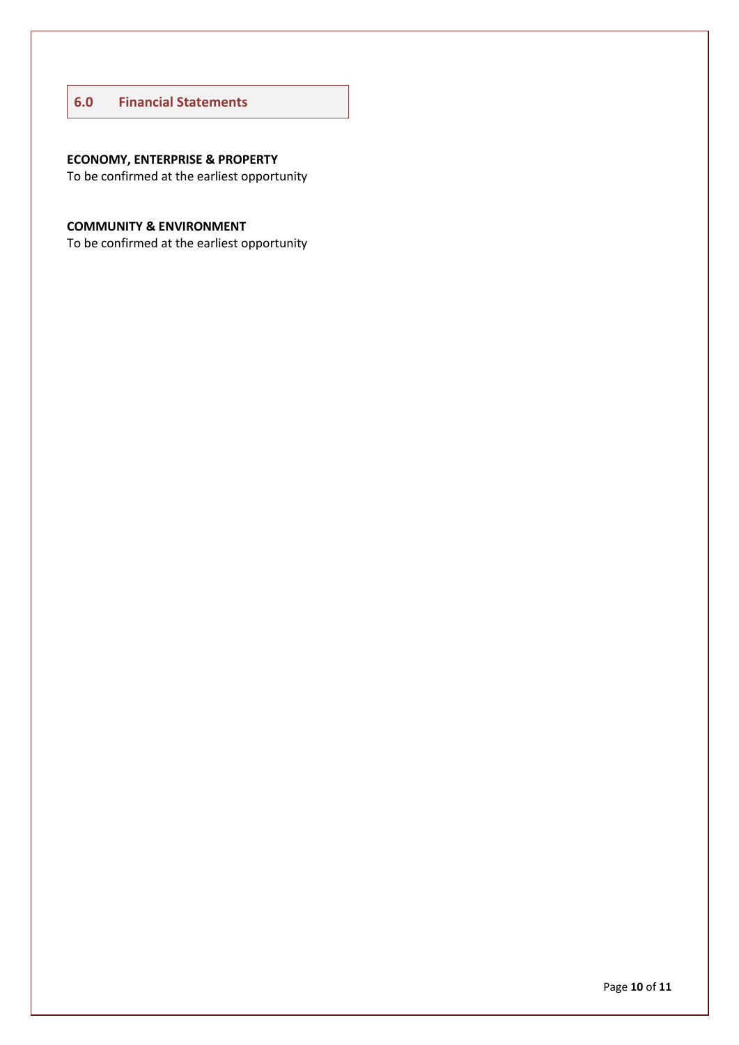## 6.0 Financial Statements

**ECONOMY, ENTERPRISE & PROPERTY**
To be confirmed at the earliest opportunity

**COMMUNITY & ENVIRONMENT**
To be confirmed at the earliest opportunity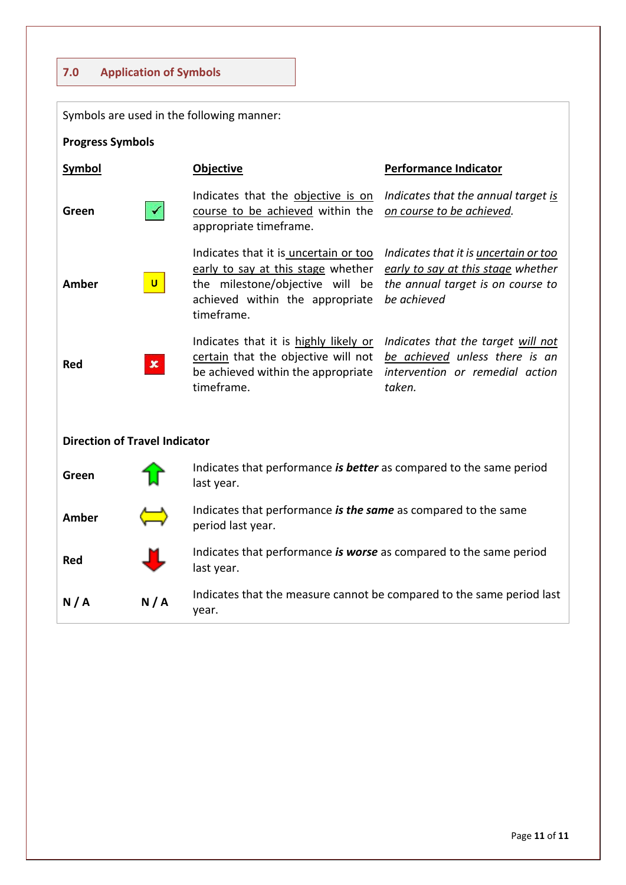## 7.0 Application of Symbols

Symbols are used in the following manner:

**Progress Symbols**

| Symbol | | Objective | Performance Indicator |
|---|---|---|---|
| **Green** | ✓ | Indicates that the objective is on course to be achieved within the appropriate timeframe. | *Indicates that the annual target is on course to be achieved.* |
| **Amber** | U | Indicates that it is uncertain or too early to say at this stage whether the milestone/objective will be achieved within the appropriate timeframe. | *Indicates that it is uncertain or too early to say at this stage whether the annual target is on course to be achieved* |
| **Red** | ✗ | Indicates that it is highly likely or certain that the objective will not be achieved within the appropriate timeframe. | *Indicates that the target will not be achieved unless there is an intervention or remedial action taken.* |

**Direction of Travel Indicator**

| | | |
|---|---|---|
| **Green** | ⇧ | Indicates that performance ***is better*** as compared to the same period last year. |
| **Amber** | ⇔ | Indicates that performance ***is the same*** as compared to the same period last year. |
| **Red** | ⇩ | Indicates that performance ***is worse*** as compared to the same period last year. |
| **N / A** | **N / A** | Indicates that the measure cannot be compared to the same period last year. |